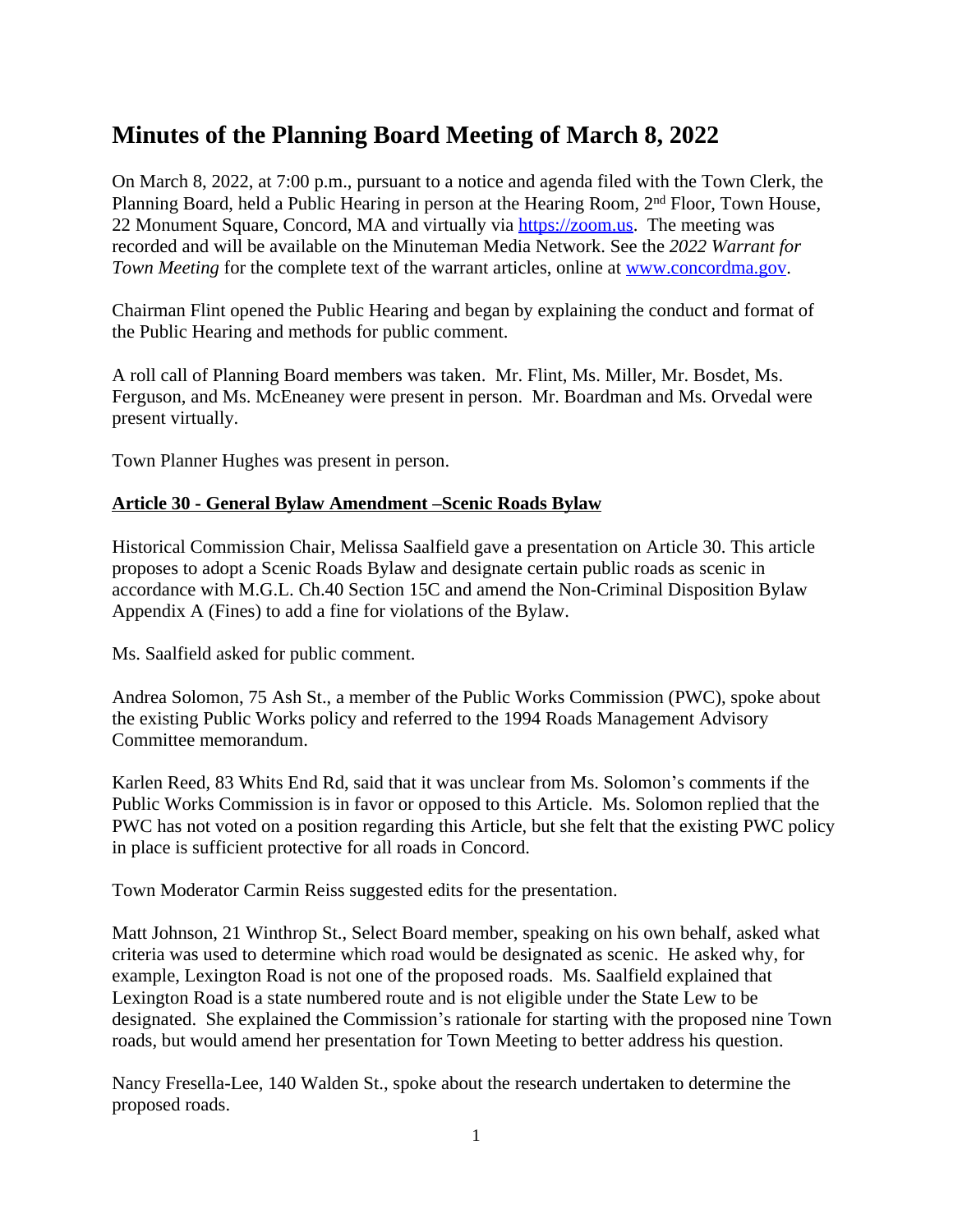# Minutes of the Planning Board Meeting of March 8, 2022

On March 8, 2022, at 7:00 p.m., pursuant to a notice and agenda filed with the Town Clerk, the Planning Board, held a Public Hearing in person at the Hearing Room, 2nd Floor, Town House, 22 Monument Square, Concord, MA and virtually via [https://zoom.us](https://zoom.us). The meeting was recorded and will be available on the Minuteman Media Network. See the *2022 Warrant for Town Meeting* for the complete text of the warrant articles, online at [www.concordma.gov](www.concordma.gov).

Chairman Flint opened the Public Hearing and began by explaining the conduct and format of the Public Hearing and methods for public comment.

A roll call of Planning Board members was taken. Mr. Flint, Ms. Miller, Mr. Bosdet, Ms. Ferguson, and Ms. McEneaney were present in person. Mr. Boardman and Ms. Orvedal were present virtually.

Town Planner Hughes was present in person.

**Article 30 - General Bylaw Amendment –Scenic Roads Bylaw**

Historical Commission Chair, Melissa Saalfield gave a presentation on Article 30. This article proposes to adopt a Scenic Roads Bylaw and designate certain public roads as scenic in accordance with M.G.L. Ch.40 Section 15C and amend the Non-Criminal Disposition Bylaw Appendix A (Fines) to add a fine for violations of the Bylaw.

Ms. Saalfield asked for public comment.

Andrea Solomon, 75 Ash St., a member of the Public Works Commission (PWC), spoke about the existing Public Works policy and referred to the 1994 Roads Management Advisory Committee memorandum.

Karlen Reed, 83 Whits End Rd, said that it was unclear from Ms. Solomon's comments if the Public Works Commission is in favor or opposed to this Article. Ms. Solomon replied that the PWC has not voted on a position regarding this Article, but she felt that the existing PWC policy in place is sufficient protective for all roads in Concord.

Town Moderator Carmin Reiss suggested edits for the presentation.

Matt Johnson, 21 Winthrop St., Select Board member, speaking on his own behalf, asked what criteria was used to determine which road would be designated as scenic. He asked why, for example, Lexington Road is not one of the proposed roads. Ms. Saalfield explained that Lexington Road is a state numbered route and is not eligible under the State Lew to be designated. She explained the Commission's rationale for starting with the proposed nine Town roads, but would amend her presentation for Town Meeting to better address his question.

Nancy Fresella-Lee, 140 Walden St., spoke about the research undertaken to determine the proposed roads.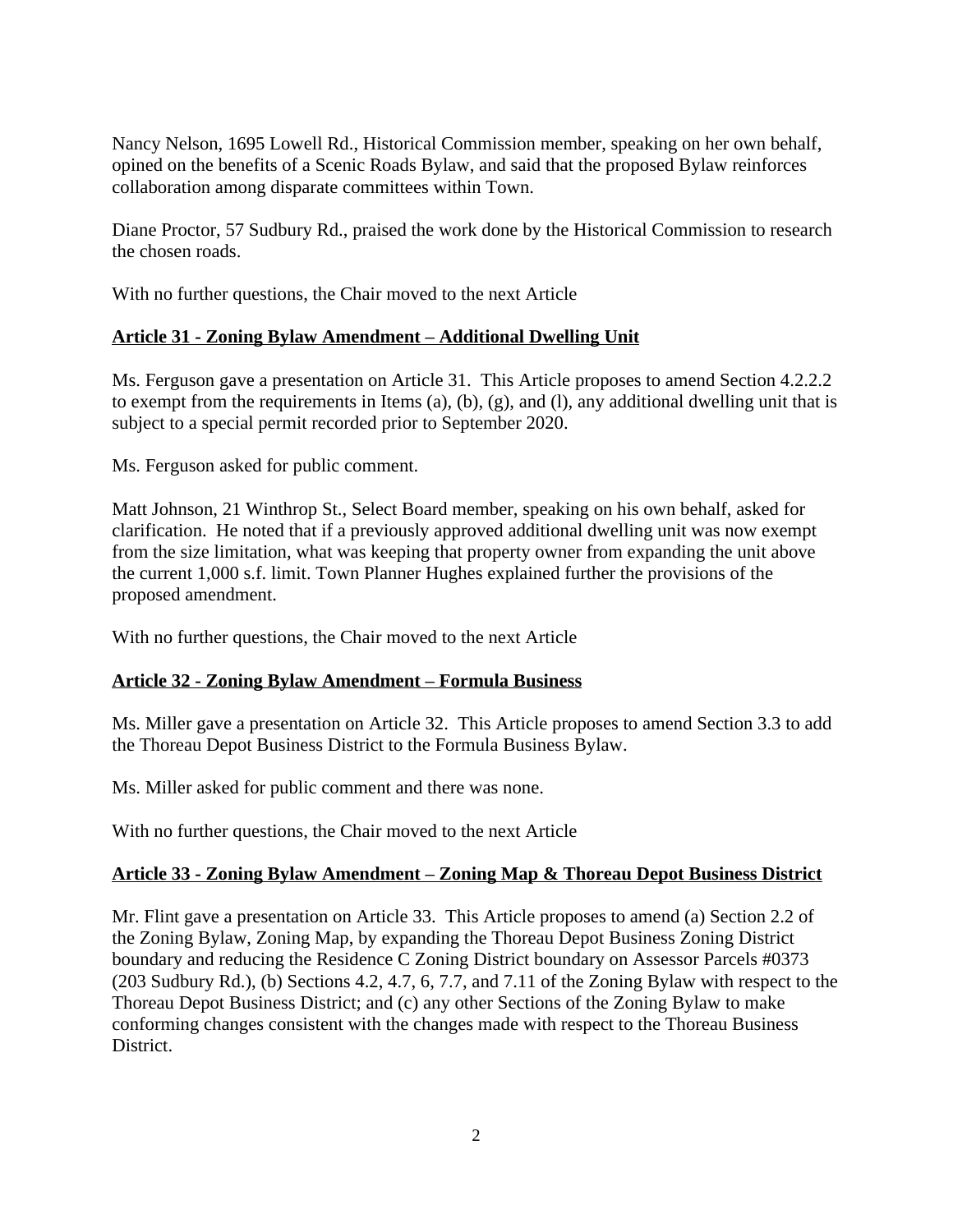Nancy Nelson, 1695 Lowell Rd., Historical Commission member, speaking on her own behalf, opined on the benefits of a Scenic Roads Bylaw, and said that the proposed Bylaw reinforces collaboration among disparate committees within Town.

Diane Proctor, 57 Sudbury Rd., praised the work done by the Historical Commission to research the chosen roads.

With no further questions, the Chair moved to the next Article

**Article 31 - Zoning Bylaw Amendment – Additional Dwelling Unit**

Ms. Ferguson gave a presentation on Article 31. This Article proposes to amend Section 4.2.2.2 to exempt from the requirements in Items (a), (b), (g), and (l), any additional dwelling unit that is subject to a special permit recorded prior to September 2020.

Ms. Ferguson asked for public comment.

Matt Johnson, 21 Winthrop St., Select Board member, speaking on his own behalf, asked for clarification. He noted that if a previously approved additional dwelling unit was now exempt from the size limitation, what was keeping that property owner from expanding the unit above the current 1,000 s.f. limit. Town Planner Hughes explained further the provisions of the proposed amendment.

With no further questions, the Chair moved to the next Article

**Article 32 - Zoning Bylaw Amendment – Formula Business**

Ms. Miller gave a presentation on Article 32. This Article proposes to amend Section 3.3 to add the Thoreau Depot Business District to the Formula Business Bylaw.

Ms. Miller asked for public comment and there was none.

With no further questions, the Chair moved to the next Article

**Article 33 - Zoning Bylaw Amendment – Zoning Map & Thoreau Depot Business District**

Mr. Flint gave a presentation on Article 33. This Article proposes to amend (a) Section 2.2 of the Zoning Bylaw, Zoning Map, by expanding the Thoreau Depot Business Zoning District boundary and reducing the Residence C Zoning District boundary on Assessor Parcels #0373 (203 Sudbury Rd.), (b) Sections 4.2, 4.7, 6, 7.7, and 7.11 of the Zoning Bylaw with respect to the Thoreau Depot Business District; and (c) any other Sections of the Zoning Bylaw to make conforming changes consistent with the changes made with respect to the Thoreau Business District.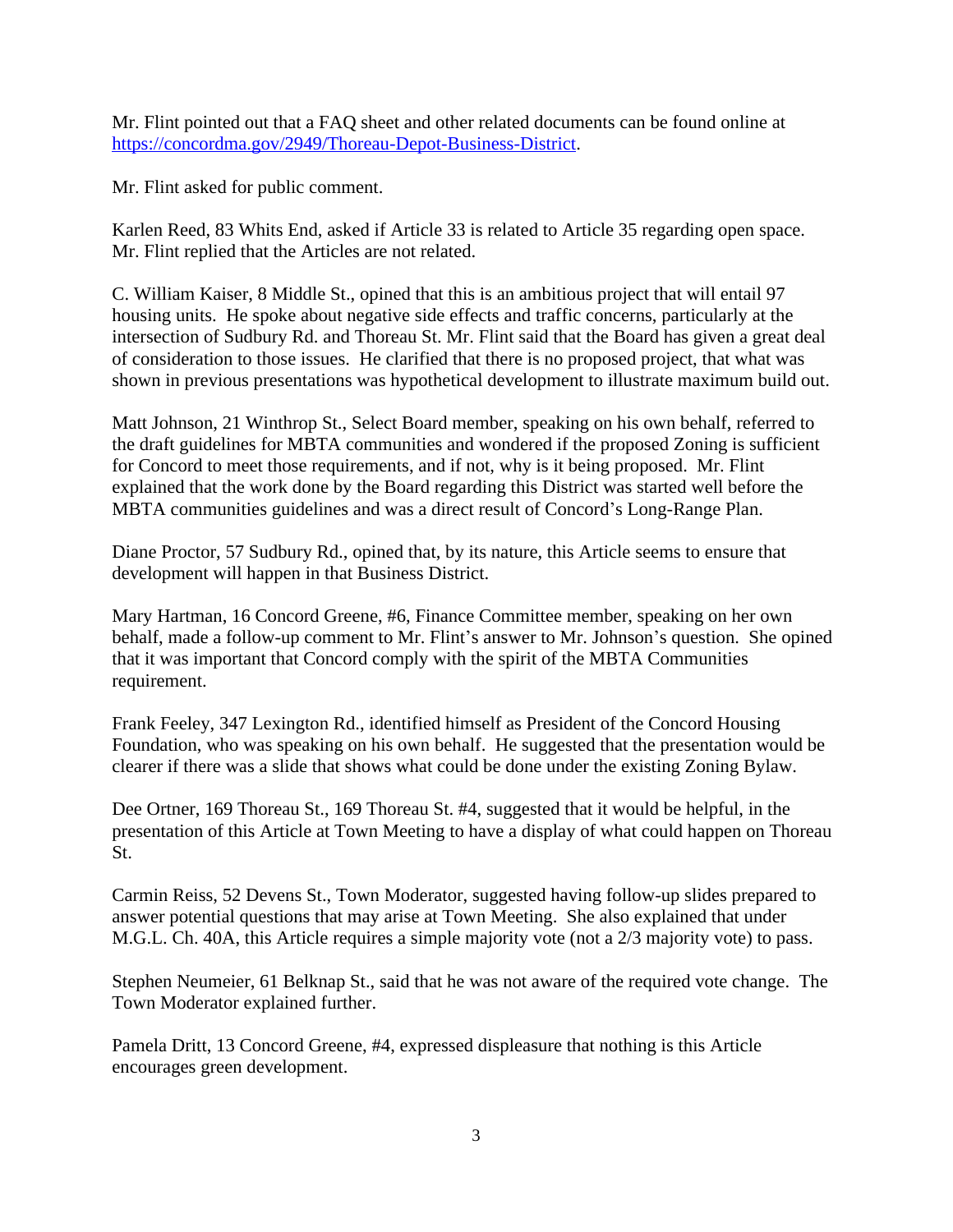Mr. Flint pointed out that a FAQ sheet and other related documents can be found online at [https://concordma.gov/2949/Thoreau-Depot-Business-District](https://concordma.gov/2949/Thoreau-Depot-Business-District).

Mr. Flint asked for public comment.

Karlen Reed, 83 Whits End, asked if Article 33 is related to Article 35 regarding open space. Mr. Flint replied that the Articles are not related.

C. William Kaiser, 8 Middle St., opined that this is an ambitious project that will entail 97 housing units. He spoke about negative side effects and traffic concerns, particularly at the intersection of Sudbury Rd. and Thoreau St. Mr. Flint said that the Board has given a great deal of consideration to those issues. He clarified that there is no proposed project, that what was shown in previous presentations was hypothetical development to illustrate maximum build out.

Matt Johnson, 21 Winthrop St., Select Board member, speaking on his own behalf, referred to the draft guidelines for MBTA communities and wondered if the proposed Zoning is sufficient for Concord to meet those requirements, and if not, why is it being proposed. Mr. Flint explained that the work done by the Board regarding this District was started well before the MBTA communities guidelines and was a direct result of Concord's Long-Range Plan.

Diane Proctor, 57 Sudbury Rd., opined that, by its nature, this Article seems to ensure that development will happen in that Business District.

Mary Hartman, 16 Concord Greene, #6, Finance Committee member, speaking on her own behalf, made a follow-up comment to Mr. Flint's answer to Mr. Johnson's question. She opined that it was important that Concord comply with the spirit of the MBTA Communities requirement.

Frank Feeley, 347 Lexington Rd., identified himself as President of the Concord Housing Foundation, who was speaking on his own behalf. He suggested that the presentation would be clearer if there was a slide that shows what could be done under the existing Zoning Bylaw.

Dee Ortner, 169 Thoreau St., 169 Thoreau St. #4, suggested that it would be helpful, in the presentation of this Article at Town Meeting to have a display of what could happen on Thoreau St.

Carmin Reiss, 52 Devens St., Town Moderator, suggested having follow-up slides prepared to answer potential questions that may arise at Town Meeting. She also explained that under M.G.L. Ch. 40A, this Article requires a simple majority vote (not a 2/3 majority vote) to pass.

Stephen Neumeier, 61 Belknap St., said that he was not aware of the required vote change. The Town Moderator explained further.

Pamela Dritt, 13 Concord Greene, #4, expressed displeasure that nothing is this Article encourages green development.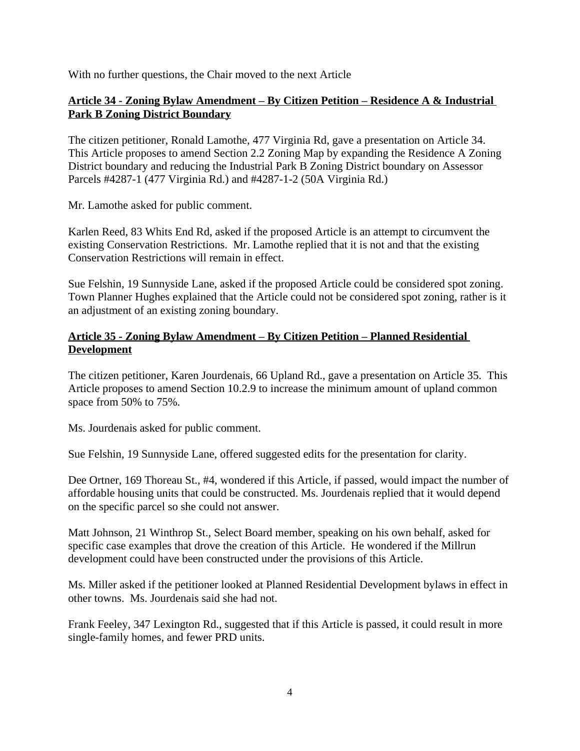With no further questions, the Chair moved to the next Article

**Article 34 - Zoning Bylaw Amendment – By Citizen Petition – Residence A & Industrial Park B Zoning District Boundary**

The citizen petitioner, Ronald Lamothe, 477 Virginia Rd, gave a presentation on Article 34. This Article proposes to amend Section 2.2 Zoning Map by expanding the Residence A Zoning District boundary and reducing the Industrial Park B Zoning District boundary on Assessor Parcels #4287-1 (477 Virginia Rd.) and #4287-1-2 (50A Virginia Rd.)

Mr. Lamothe asked for public comment.

Karlen Reed, 83 Whits End Rd, asked if the proposed Article is an attempt to circumvent the existing Conservation Restrictions. Mr. Lamothe replied that it is not and that the existing Conservation Restrictions will remain in effect.

Sue Felshin, 19 Sunnyside Lane, asked if the proposed Article could be considered spot zoning. Town Planner Hughes explained that the Article could not be considered spot zoning, rather is it an adjustment of an existing zoning boundary.

**Article 35 - Zoning Bylaw Amendment – By Citizen Petition – Planned Residential Development**

The citizen petitioner, Karen Jourdenais, 66 Upland Rd., gave a presentation on Article 35. This Article proposes to amend Section 10.2.9 to increase the minimum amount of upland common space from 50% to 75%.

Ms. Jourdenais asked for public comment.

Sue Felshin, 19 Sunnyside Lane, offered suggested edits for the presentation for clarity.

Dee Ortner, 169 Thoreau St., #4, wondered if this Article, if passed, would impact the number of affordable housing units that could be constructed. Ms. Jourdenais replied that it would depend on the specific parcel so she could not answer.

Matt Johnson, 21 Winthrop St., Select Board member, speaking on his own behalf, asked for specific case examples that drove the creation of this Article. He wondered if the Millrun development could have been constructed under the provisions of this Article.

Ms. Miller asked if the petitioner looked at Planned Residential Development bylaws in effect in other towns. Ms. Jourdenais said she had not.

Frank Feeley, 347 Lexington Rd., suggested that if this Article is passed, it could result in more single-family homes, and fewer PRD units.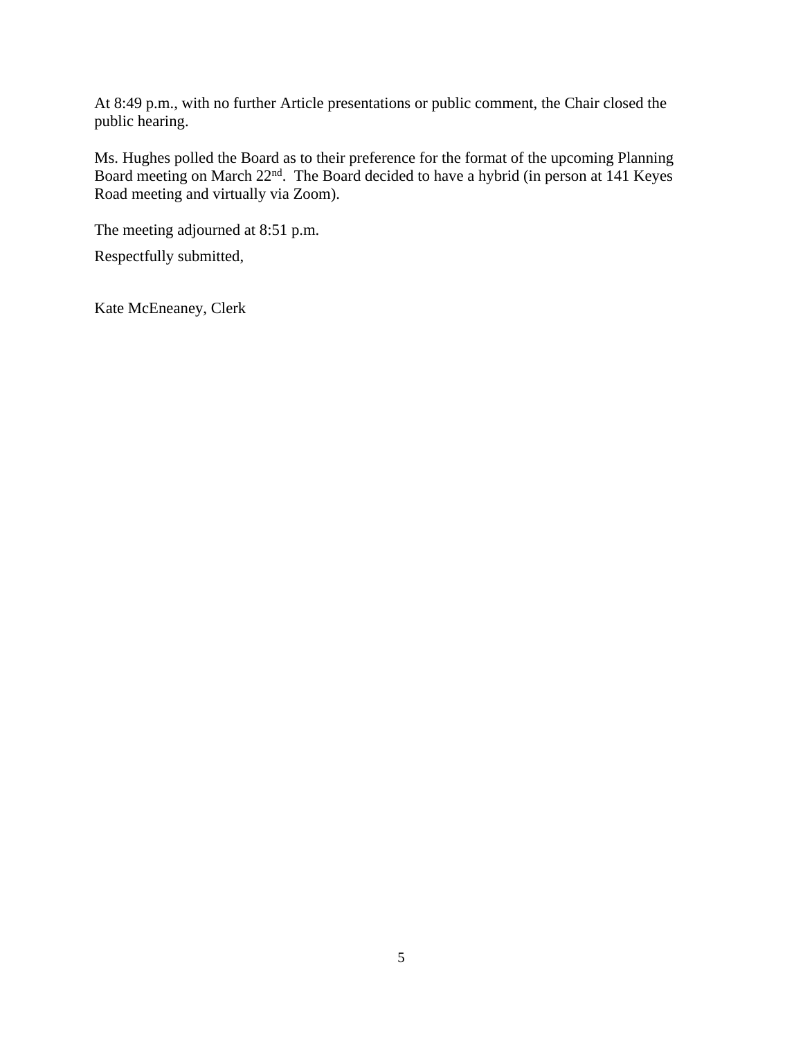At 8:49 p.m., with no further Article presentations or public comment, the Chair closed the public hearing.

Ms. Hughes polled the Board as to their preference for the format of the upcoming Planning Board meeting on March 22nd. The Board decided to have a hybrid (in person at 141 Keyes Road meeting and virtually via Zoom).

The meeting adjourned at 8:51 p.m.

Respectfully submitted,

Kate McEneaney, Clerk